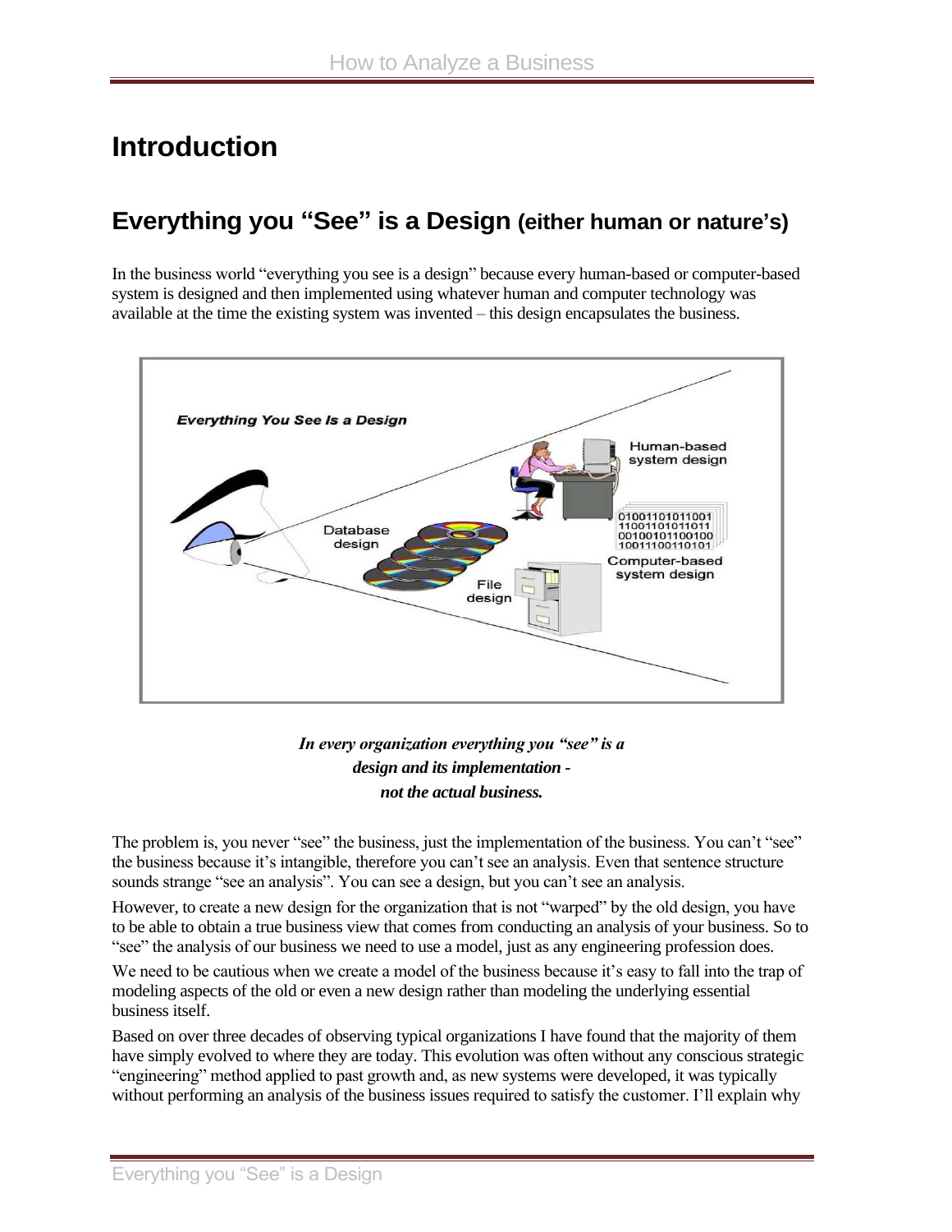# Introduction

## Everything you "See" is a Design (either human or nature's)

In the business world "everything you see is a design" because every human-based or computer-based system is designed and then implemented using whatever human and computer technology was available at the time the existing system was invented – this design encapsulates the business.

***In every organization everything you "see" is a design and its implementation - not the actual business.***

The problem is, you never "see" the business, just the implementation of the business. You can't "see" the business because it's intangible, therefore you can't see an analysis. Even that sentence structure sounds strange "see an analysis". You can see a design, but you can't see an analysis.

However, to create a new design for the organization that is not "warped" by the old design, you have to be able to obtain a true business view that comes from conducting an analysis of your business. So to "see" the analysis of our business we need to use a model, just as any engineering profession does.

We need to be cautious when we create a model of the business because it's easy to fall into the trap of modeling aspects of the old or even a new design rather than modeling the underlying essential business itself.

Based on over three decades of observing typical organizations I have found that the majority of them have simply evolved to where they are today. This evolution was often without any conscious strategic "engineering" method applied to past growth and, as new systems were developed, it was typically without performing an analysis of the business issues required to satisfy the customer. I'll explain why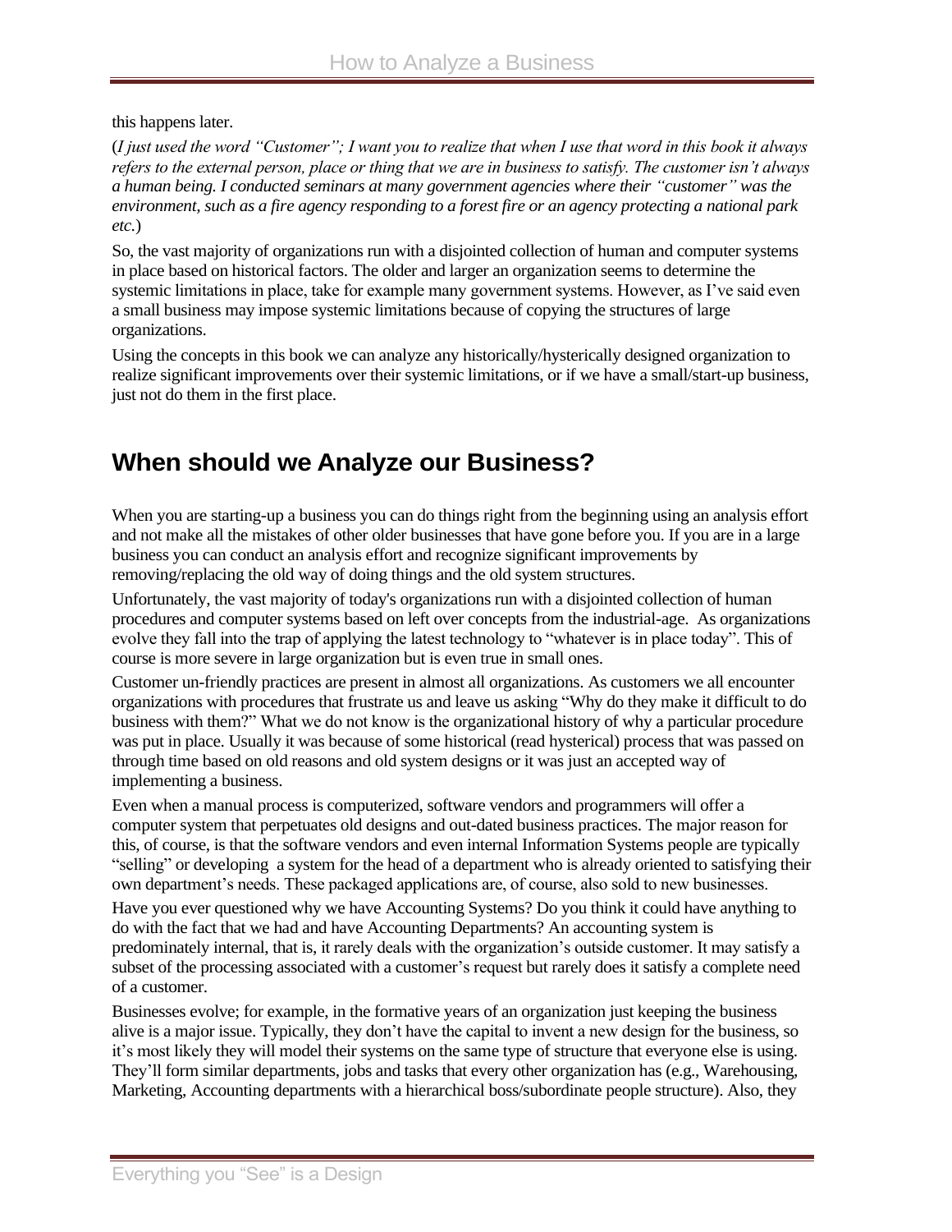this happens later.

(*I just used the word "Customer"; I want you to realize that when I use that word in this book it always refers to the external person, place or thing that we are in business to satisfy. The customer isn't always a human being. I conducted seminars at many government agencies where their "customer" was the environment, such as a fire agency responding to a forest fire or an agency protecting a national park etc.*)

So, the vast majority of organizations run with a disjointed collection of human and computer systems in place based on historical factors. The older and larger an organization seems to determine the systemic limitations in place, take for example many government systems. However, as I've said even a small business may impose systemic limitations because of copying the structures of large organizations.

Using the concepts in this book we can analyze any historically/hysterically designed organization to realize significant improvements over their systemic limitations, or if we have a small/start-up business, just not do them in the first place.

## When should we Analyze our Business?

When you are starting-up a business you can do things right from the beginning using an analysis effort and not make all the mistakes of other older businesses that have gone before you. If you are in a large business you can conduct an analysis effort and recognize significant improvements by removing/replacing the old way of doing things and the old system structures.

Unfortunately, the vast majority of today's organizations run with a disjointed collection of human procedures and computer systems based on left over concepts from the industrial-age. As organizations evolve they fall into the trap of applying the latest technology to "whatever is in place today". This of course is more severe in large organization but is even true in small ones.

Customer un-friendly practices are present in almost all organizations. As customers we all encounter organizations with procedures that frustrate us and leave us asking "Why do they make it difficult to do business with them?" What we do not know is the organizational history of why a particular procedure was put in place. Usually it was because of some historical (read hysterical) process that was passed on through time based on old reasons and old system designs or it was just an accepted way of implementing a business.

Even when a manual process is computerized, software vendors and programmers will offer a computer system that perpetuates old designs and out-dated business practices. The major reason for this, of course, is that the software vendors and even internal Information Systems people are typically "selling" or developing a system for the head of a department who is already oriented to satisfying their own department's needs. These packaged applications are, of course, also sold to new businesses.

Have you ever questioned why we have Accounting Systems? Do you think it could have anything to do with the fact that we had and have Accounting Departments? An accounting system is predominately internal, that is, it rarely deals with the organization's outside customer. It may satisfy a subset of the processing associated with a customer's request but rarely does it satisfy a complete need of a customer.

Businesses evolve; for example, in the formative years of an organization just keeping the business alive is a major issue. Typically, they don't have the capital to invent a new design for the business, so it's most likely they will model their systems on the same type of structure that everyone else is using. They'll form similar departments, jobs and tasks that every other organization has (e.g., Warehousing, Marketing, Accounting departments with a hierarchical boss/subordinate people structure). Also, they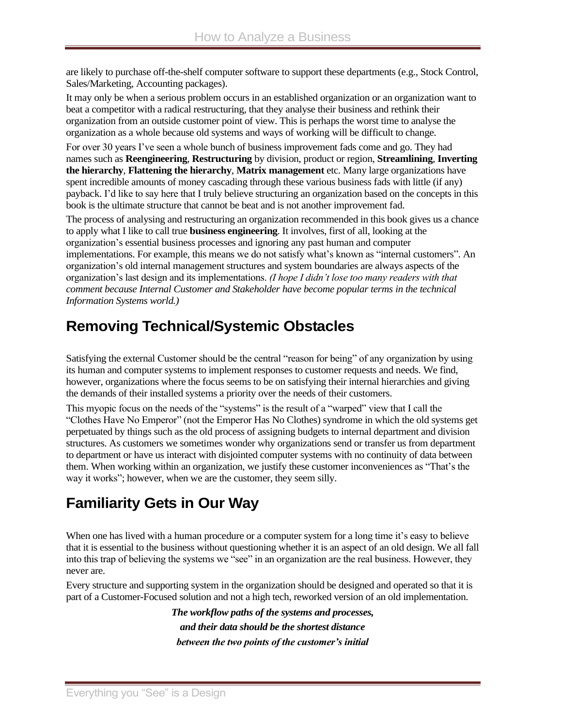are likely to purchase off-the-shelf computer software to support these departments (e.g., Stock Control, Sales/Marketing, Accounting packages).

It may only be when a serious problem occurs in an established organization or an organization want to beat a competitor with a radical restructuring, that they analyse their business and rethink their organization from an outside customer point of view. This is perhaps the worst time to analyse the organization as a whole because old systems and ways of working will be difficult to change.

For over 30 years I've seen a whole bunch of business improvement fads come and go. They had names such as **Reengineering**, **Restructuring** by division, product or region, **Streamlining**, **Inverting the hierarchy**, **Flattening the hierarchy**, **Matrix management** etc. Many large organizations have spent incredible amounts of money cascading through these various business fads with little (if any) payback. I'd like to say here that I truly believe structuring an organization based on the concepts in this book is the ultimate structure that cannot be beat and is not another improvement fad.

The process of analysing and restructuring an organization recommended in this book gives us a chance to apply what I like to call true **business engineering**. It involves, first of all, looking at the organization's essential business processes and ignoring any past human and computer implementations. For example, this means we do not satisfy what's known as "internal customers". An organization's old internal management structures and system boundaries are always aspects of the organization's last design and its implementations. *(I hope I didn't lose too many readers with that comment because Internal Customer and Stakeholder have become popular terms in the technical Information Systems world.)*

## Removing Technical/Systemic Obstacles

Satisfying the external Customer should be the central "reason for being" of any organization by using its human and computer systems to implement responses to customer requests and needs. We find, however, organizations where the focus seems to be on satisfying their internal hierarchies and giving the demands of their installed systems a priority over the needs of their customers.

This myopic focus on the needs of the "systems" is the result of a "warped" view that I call the "Clothes Have No Emperor" (not the Emperor Has No Clothes) syndrome in which the old systems get perpetuated by things such as the old process of assigning budgets to internal department and division structures. As customers we sometimes wonder why organizations send or transfer us from department to department or have us interact with disjointed computer systems with no continuity of data between them. When working within an organization, we justify these customer inconveniences as "That's the way it works"; however, when we are the customer, they seem silly.

## Familiarity Gets in Our Way

When one has lived with a human procedure or a computer system for a long time it's easy to believe that it is essential to the business without questioning whether it is an aspect of an old design. We all fall into this trap of believing the systems we "see" in an organization are the real business. However, they never are.

Every structure and supporting system in the organization should be designed and operated so that it is part of a Customer-Focused solution and not a high tech, reworked version of an old implementation.

***The workflow paths of the systems and processes,***
***and their data should be the shortest distance***
***between the two points of the customer's initial***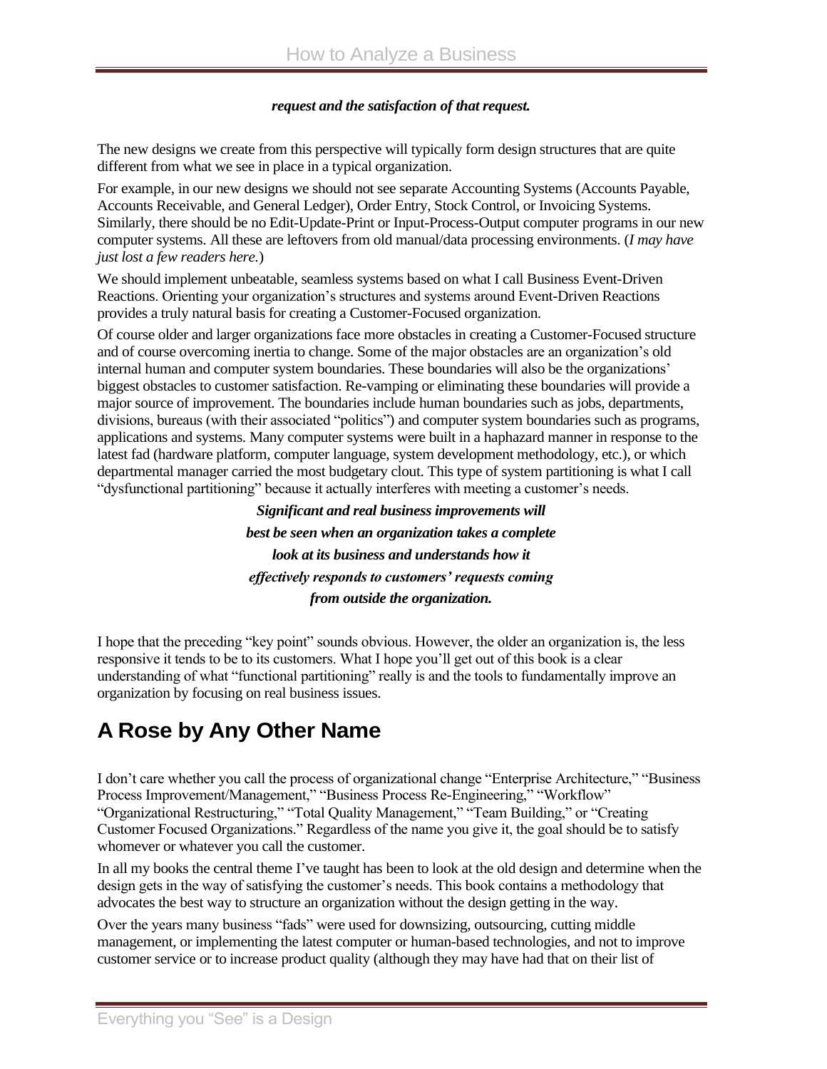***request and the satisfaction of that request.***

The new designs we create from this perspective will typically form design structures that are quite different from what we see in place in a typical organization.

For example, in our new designs we should not see separate Accounting Systems (Accounts Payable, Accounts Receivable, and General Ledger), Order Entry, Stock Control, or Invoicing Systems. Similarly, there should be no Edit-Update-Print or Input-Process-Output computer programs in our new computer systems. All these are leftovers from old manual/data processing environments. (*I may have just lost a few readers here.*)

We should implement unbeatable, seamless systems based on what I call Business Event-Driven Reactions. Orienting your organization's structures and systems around Event-Driven Reactions provides a truly natural basis for creating a Customer-Focused organization.

Of course older and larger organizations face more obstacles in creating a Customer-Focused structure and of course overcoming inertia to change. Some of the major obstacles are an organization's old internal human and computer system boundaries. These boundaries will also be the organizations' biggest obstacles to customer satisfaction. Re-vamping or eliminating these boundaries will provide a major source of improvement. The boundaries include human boundaries such as jobs, departments, divisions, bureaus (with their associated "politics") and computer system boundaries such as programs, applications and systems. Many computer systems were built in a haphazard manner in response to the latest fad (hardware platform, computer language, system development methodology, etc.), or which departmental manager carried the most budgetary clout. This type of system partitioning is what I call "dysfunctional partitioning" because it actually interferes with meeting a customer's needs.

***Significant and real business improvements will best be seen when an organization takes a complete look at its business and understands how it effectively responds to customers' requests coming from outside the organization.***

I hope that the preceding "key point" sounds obvious. However, the older an organization is, the less responsive it tends to be to its customers. What I hope you'll get out of this book is a clear understanding of what "functional partitioning" really is and the tools to fundamentally improve an organization by focusing on real business issues.

## A Rose by Any Other Name

I don't care whether you call the process of organizational change "Enterprise Architecture," "Business Process Improvement/Management," "Business Process Re-Engineering," "Workflow" "Organizational Restructuring," "Total Quality Management," "Team Building," or "Creating Customer Focused Organizations." Regardless of the name you give it, the goal should be to satisfy whomever or whatever you call the customer.

In all my books the central theme I've taught has been to look at the old design and determine when the design gets in the way of satisfying the customer's needs. This book contains a methodology that advocates the best way to structure an organization without the design getting in the way.

Over the years many business "fads" were used for downsizing, outsourcing, cutting middle management, or implementing the latest computer or human-based technologies, and not to improve customer service or to increase product quality (although they may have had that on their list of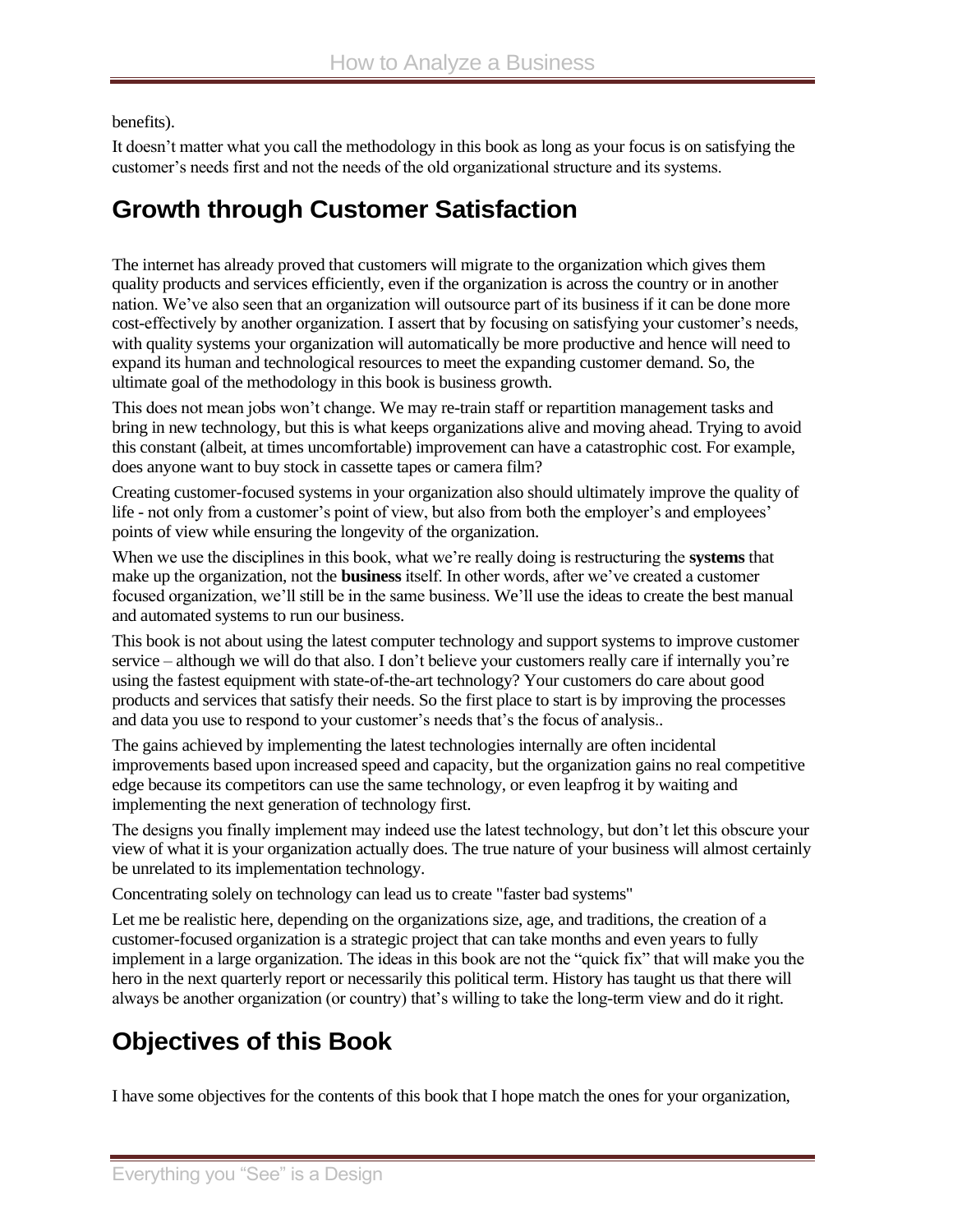benefits).

It doesn't matter what you call the methodology in this book as long as your focus is on satisfying the customer's needs first and not the needs of the old organizational structure and its systems.

## Growth through Customer Satisfaction

The internet has already proved that customers will migrate to the organization which gives them quality products and services efficiently, even if the organization is across the country or in another nation. We've also seen that an organization will outsource part of its business if it can be done more cost-effectively by another organization. I assert that by focusing on satisfying your customer's needs, with quality systems your organization will automatically be more productive and hence will need to expand its human and technological resources to meet the expanding customer demand. So, the ultimate goal of the methodology in this book is business growth.

This does not mean jobs won't change. We may re-train staff or repartition management tasks and bring in new technology, but this is what keeps organizations alive and moving ahead. Trying to avoid this constant (albeit, at times uncomfortable) improvement can have a catastrophic cost. For example, does anyone want to buy stock in cassette tapes or camera film?

Creating customer-focused systems in your organization also should ultimately improve the quality of life - not only from a customer's point of view, but also from both the employer's and employees' points of view while ensuring the longevity of the organization.

When we use the disciplines in this book, what we're really doing is restructuring the **systems** that make up the organization, not the **business** itself. In other words, after we've created a customer focused organization, we'll still be in the same business. We'll use the ideas to create the best manual and automated systems to run our business.

This book is not about using the latest computer technology and support systems to improve customer service – although we will do that also. I don't believe your customers really care if internally you're using the fastest equipment with state-of-the-art technology? Your customers do care about good products and services that satisfy their needs. So the first place to start is by improving the processes and data you use to respond to your customer's needs that's the focus of analysis..

The gains achieved by implementing the latest technologies internally are often incidental improvements based upon increased speed and capacity, but the organization gains no real competitive edge because its competitors can use the same technology, or even leapfrog it by waiting and implementing the next generation of technology first.

The designs you finally implement may indeed use the latest technology, but don't let this obscure your view of what it is your organization actually does. The true nature of your business will almost certainly be unrelated to its implementation technology.

Concentrating solely on technology can lead us to create "faster bad systems"

Let me be realistic here, depending on the organizations size, age, and traditions, the creation of a customer-focused organization is a strategic project that can take months and even years to fully implement in a large organization. The ideas in this book are not the "quick fix" that will make you the hero in the next quarterly report or necessarily this political term. History has taught us that there will always be another organization (or country) that's willing to take the long-term view and do it right.

## Objectives of this Book

I have some objectives for the contents of this book that I hope match the ones for your organization,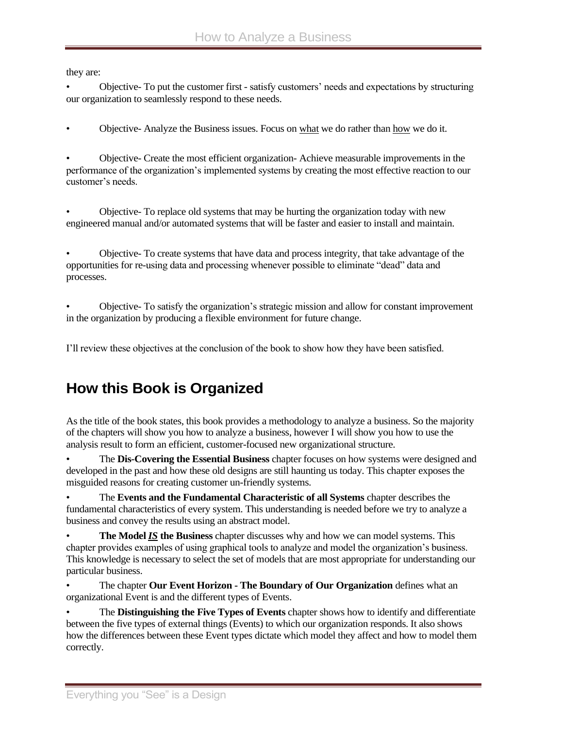they are:

- Objective- To put the customer first - satisfy customers' needs and expectations by structuring our organization to seamlessly respond to these needs.

- Objective- Analyze the Business issues. Focus on <u>what</u> we do rather than <u>how</u> we do it.

- Objective- Create the most efficient organization- Achieve measurable improvements in the performance of the organization's implemented systems by creating the most effective reaction to our customer's needs.

- Objective- To replace old systems that may be hurting the organization today with new engineered manual and/or automated systems that will be faster and easier to install and maintain.

- Objective- To create systems that have data and process integrity, that take advantage of the opportunities for re-using data and processing whenever possible to eliminate "dead" data and processes.

- Objective- To satisfy the organization's strategic mission and allow for constant improvement in the organization by producing a flexible environment for future change.

I'll review these objectives at the conclusion of the book to show how they have been satisfied.

## How this Book is Organized

As the title of the book states, this book provides a methodology to analyze a business. So the majority of the chapters will show you how to analyze a business, however I will show you how to use the analysis result to form an efficient, customer-focused new organizational structure.

- The **Dis-Covering the Essential Business** chapter focuses on how systems were designed and developed in the past and how these old designs are still haunting us today. This chapter exposes the misguided reasons for creating customer un-friendly systems.
- The **Events and the Fundamental Characteristic of all Systems** chapter describes the fundamental characteristics of every system. This understanding is needed before we try to analyze a business and convey the results using an abstract model.
- **The Model <u>*IS*</u> the Business** chapter discusses why and how we can model systems. This chapter provides examples of using graphical tools to analyze and model the organization's business. This knowledge is necessary to select the set of models that are most appropriate for understanding our particular business.
- The chapter **Our Event Horizon - The Boundary of Our Organization** defines what an organizational Event is and the different types of Events.
- The **Distinguishing the Five Types of Events** chapter shows how to identify and differentiate between the five types of external things (Events) to which our organization responds. It also shows how the differences between these Event types dictate which model they affect and how to model them correctly.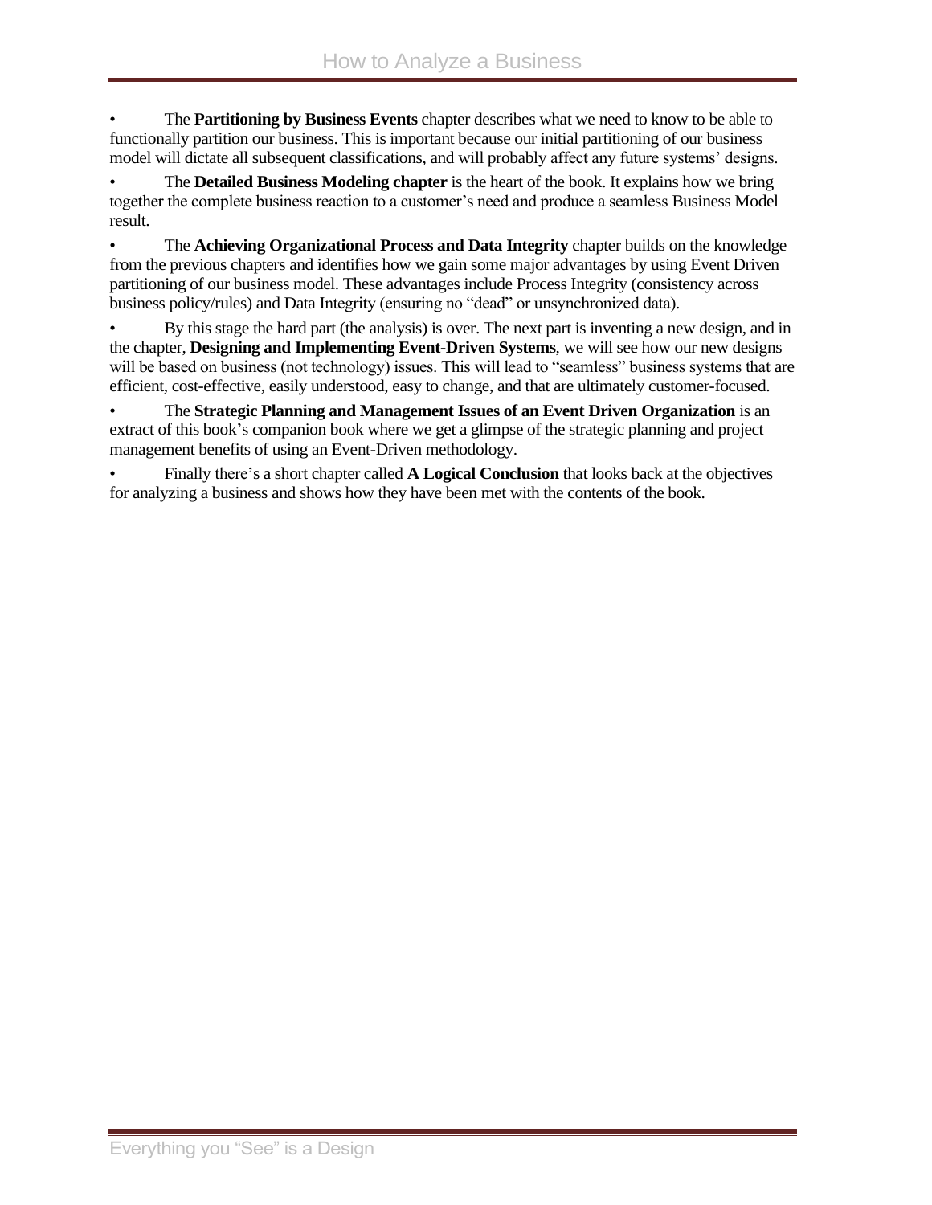- The **Partitioning by Business Events** chapter describes what we need to know to be able to functionally partition our business. This is important because our initial partitioning of our business model will dictate all subsequent classifications, and will probably affect any future systems' designs.
- The **Detailed Business Modeling chapter** is the heart of the book. It explains how we bring together the complete business reaction to a customer's need and produce a seamless Business Model result.
- The **Achieving Organizational Process and Data Integrity** chapter builds on the knowledge from the previous chapters and identifies how we gain some major advantages by using Event Driven partitioning of our business model. These advantages include Process Integrity (consistency across business policy/rules) and Data Integrity (ensuring no "dead" or unsynchronized data).
- By this stage the hard part (the analysis) is over. The next part is inventing a new design, and in the chapter, **Designing and Implementing Event-Driven Systems**, we will see how our new designs will be based on business (not technology) issues. This will lead to "seamless" business systems that are efficient, cost-effective, easily understood, easy to change, and that are ultimately customer-focused.
- The **Strategic Planning and Management Issues of an Event Driven Organization** is an extract of this book's companion book where we get a glimpse of the strategic planning and project management benefits of using an Event-Driven methodology.
- Finally there's a short chapter called **A Logical Conclusion** that looks back at the objectives for analyzing a business and shows how they have been met with the contents of the book.